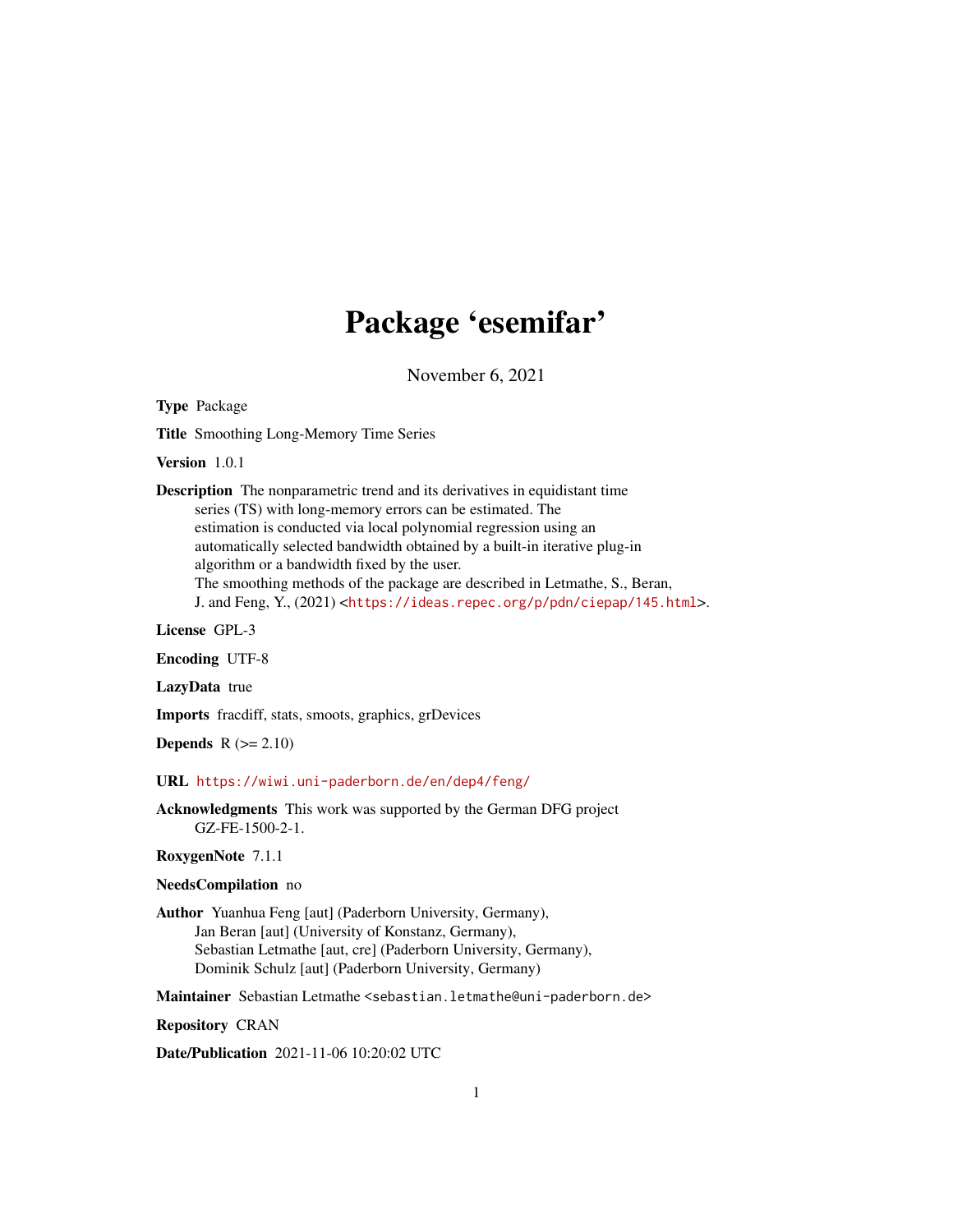# Package 'esemifar'

November 6, 2021

**Type** Package

**Title** Smoothing Long-Memory Time Series

**Version** 1.0.1

**Description** The nonparametric trend and its derivatives in equidistant time series (TS) with long-memory errors can be estimated. The estimation is conducted via local polynomial regression using an automatically selected bandwidth obtained by a built-in iterative plug-in algorithm or a bandwidth fixed by the user.
The smoothing methods of the package are described in Letmathe, S., Beran, J. and Feng, Y., (2021) <https://ideas.repec.org/p/pdn/ciepap/145.html>.

**License** GPL-3

**Encoding** UTF-8

**LazyData** true

**Imports** fracdiff, stats, smoots, graphics, grDevices

**Depends** R (>= 2.10)

**URL** https://wiwi.uni-paderborn.de/en/dep4/feng/

**Acknowledgments** This work was supported by the German DFG project GZ-FE-1500-2-1.

**RoxygenNote** 7.1.1

**NeedsCompilation** no

**Author** Yuanhua Feng [aut] (Paderborn University, Germany),
Jan Beran [aut] (University of Konstanz, Germany),
Sebastian Letmathe [aut, cre] (Paderborn University, Germany),
Dominik Schulz [aut] (Paderborn University, Germany)

**Maintainer** Sebastian Letmathe <sebastian.letmathe@uni-paderborn.de>

**Repository** CRAN

**Date/Publication** 2021-11-06 10:20:02 UTC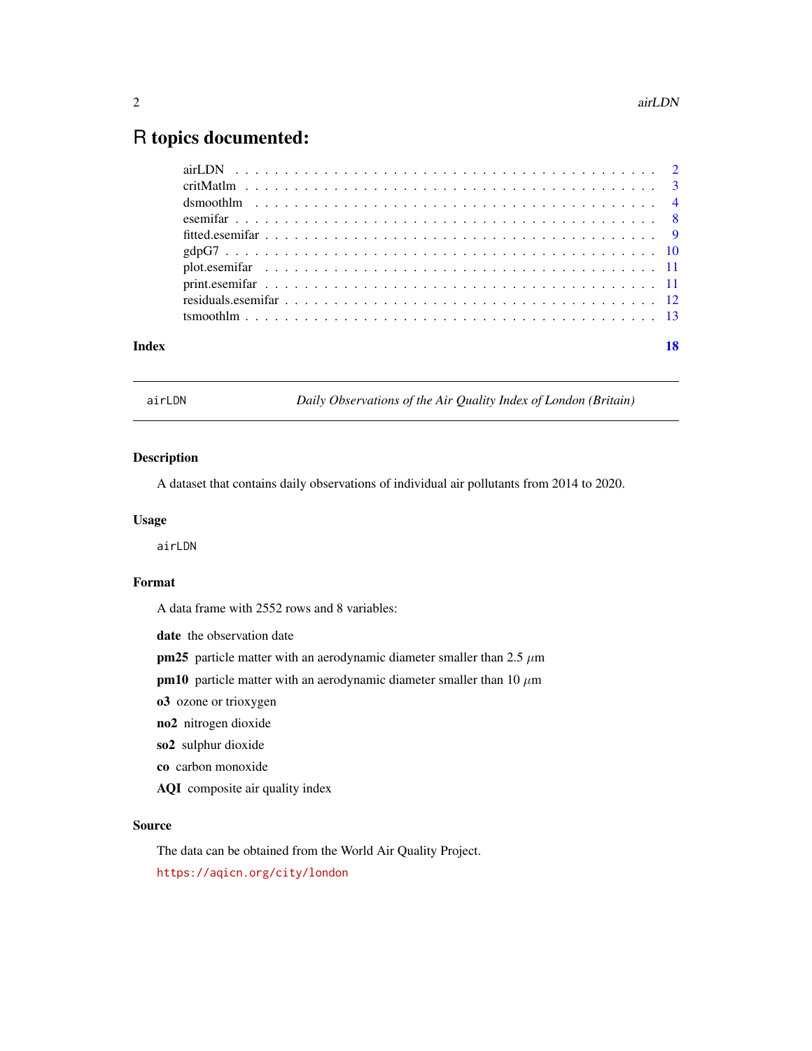# R topics documented:

| | |
|---|---|
| airLDN | 2 |
| critMatlm | 3 |
| dsmoothlm | 4 |
| esemifar | 8 |
| fitted.esemifar | 9 |
| gdpG7 | 10 |
| plot.esemifar | 11 |
| print.esemifar | 11 |
| residuals.esemifar | 12 |
| tsmoothlm | 13 |

**Index** **18**

---

## airLDN — *Daily Observations of the Air Quality Index of London (Britain)*

### Description

A dataset that contains daily observations of individual air pollutants from 2014 to 2020.

### Usage

```
airLDN
```

### Format

A data frame with 2552 rows and 8 variables:

**date** the observation date

**pm25** particle matter with an aerodynamic diameter smaller than 2.5 $\mu$m

**pm10** particle matter with an aerodynamic diameter smaller than 10 $\mu$m

**o3** ozone or trioxygen

**no2** nitrogen dioxide

**so2** sulphur dioxide

**co** carbon monoxide

**AQI** composite air quality index

### Source

The data can be obtained from the World Air Quality Project.

https://aqicn.org/city/london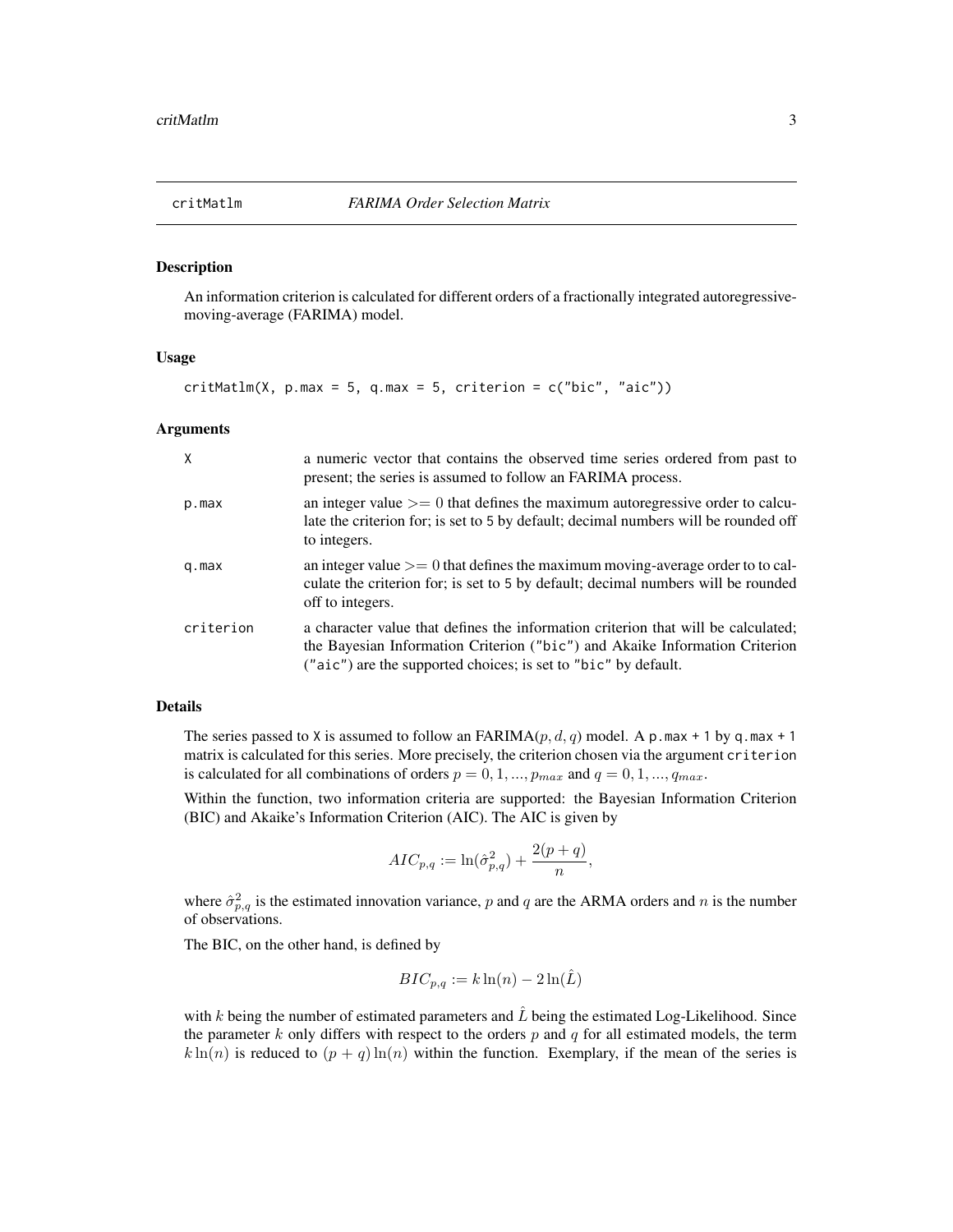## critMatlm — *FARIMA Order Selection Matrix*

### Description

An information criterion is calculated for different orders of a fractionally integrated autoregressive-moving-average (FARIMA) model.

### Usage

```
critMatlm(X, p.max = 5, q.max = 5, criterion = c("bic", "aic"))
```

### Arguments

| | |
|---|---|
| `X` | a numeric vector that contains the observed time series ordered from past to present; the series is assumed to follow an FARIMA process. |
| `p.max` | an integer value $>= 0$ that defines the maximum autoregressive order to calculate the criterion for; is set to `5` by default; decimal numbers will be rounded off to integers. |
| `q.max` | an integer value $>= 0$ that defines the maximum moving-average order to to calculate the criterion for; is set to `5` by default; decimal numbers will be rounded off to integers. |
| `criterion` | a character value that defines the information criterion that will be calculated; the Bayesian Information Criterion (`"bic"`) and Akaike Information Criterion (`"aic"`) are the supported choices; is set to `"bic"` by default. |

### Details

The series passed to `X` is assumed to follow an FARIMA$(p, d, q)$ model. A `p.max + 1` by `q.max + 1` matrix is calculated for this series. More precisely, the criterion chosen via the argument `criterion` is calculated for all combinations of orders $p = 0, 1, ..., p_{max}$ and $q = 0, 1, ..., q_{max}$.

Within the function, two information criteria are supported: the Bayesian Information Criterion (BIC) and Akaike's Information Criterion (AIC). The AIC is given by

$$AIC_{p,q} := \ln(\hat{\sigma}_{p,q}^2) + \frac{2(p+q)}{n},$$

where $\hat{\sigma}_{p,q}^2$ is the estimated innovation variance, $p$ and $q$ are the ARMA orders and $n$ is the number of observations.

The BIC, on the other hand, is defined by

$$BIC_{p,q} := k \ln(n) - 2 \ln(\hat{L})$$

with $k$ being the number of estimated parameters and $\hat{L}$ being the estimated Log-Likelihood. Since the parameter $k$ only differs with respect to the orders $p$ and $q$ for all estimated models, the term $k \ln(n)$ is reduced to $(p + q) \ln(n)$ within the function. Exemplary, if the mean of the series is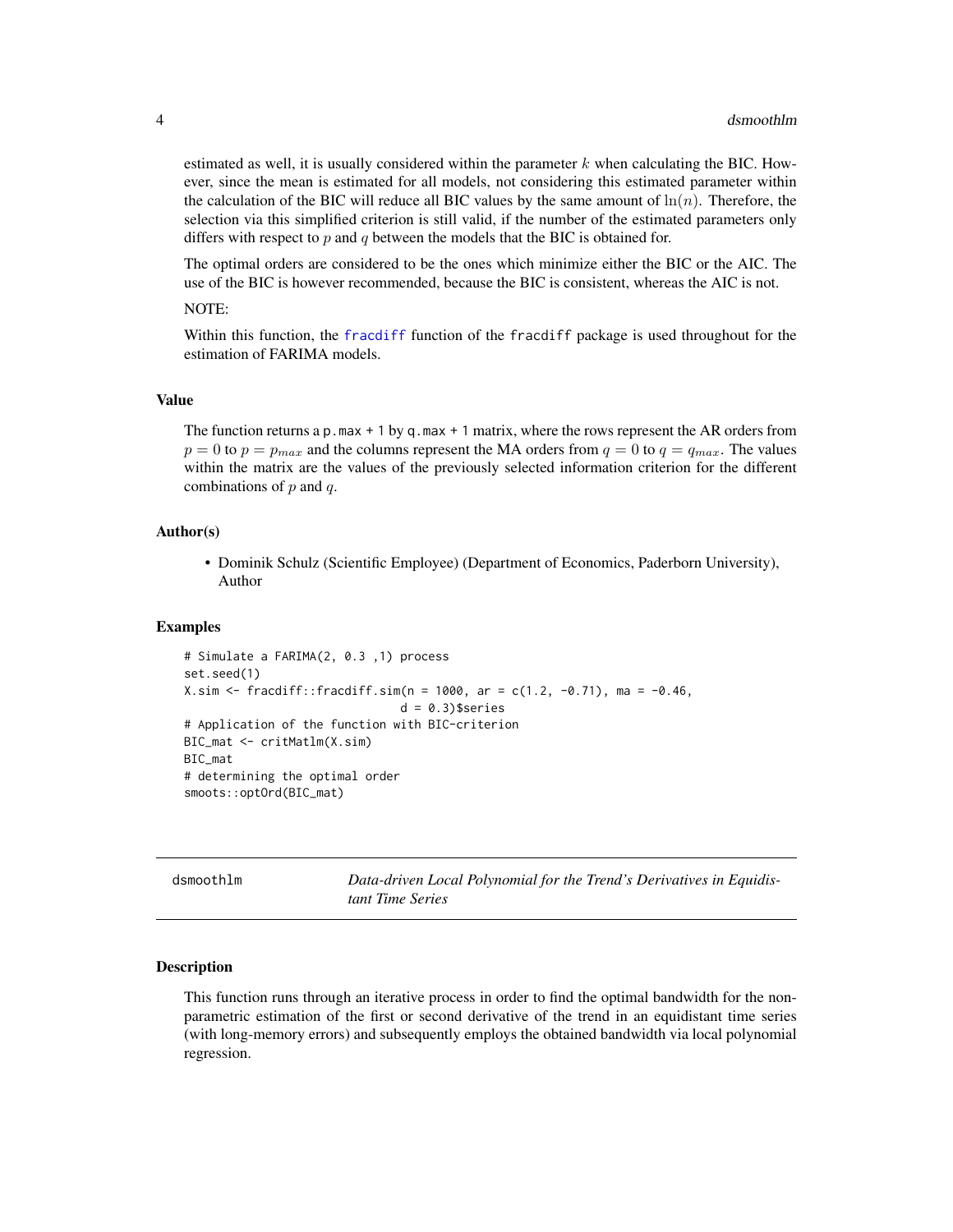estimated as well, it is usually considered within the parameter $k$ when calculating the BIC. However, since the mean is estimated for all models, not considering this estimated parameter within the calculation of the BIC will reduce all BIC values by the same amount of $\ln(n)$. Therefore, the selection via this simplified criterion is still valid, if the number of the estimated parameters only differs with respect to $p$ and $q$ between the models that the BIC is obtained for.

The optimal orders are considered to be the ones which minimize either the BIC or the AIC. The use of the BIC is however recommended, because the BIC is consistent, whereas the AIC is not.

NOTE:

Within this function, the fracdiff function of the fracdiff package is used throughout for the estimation of FARIMA models.

### Value

The function returns a p.max + 1 by q.max + 1 matrix, where the rows represent the AR orders from $p = 0$ to $p = p_{max}$ and the columns represent the MA orders from $q = 0$ to $q = q_{max}$. The values within the matrix are the values of the previously selected information criterion for the different combinations of $p$ and $q$.

### Author(s)

- Dominik Schulz (Scientific Employee) (Department of Economics, Paderborn University), Author

### Examples

```
# Simulate a FARIMA(2, 0.3 ,1) process
set.seed(1)
X.sim <- fracdiff::fracdiff.sim(n = 1000, ar = c(1.2, -0.71), ma = -0.46,
                                d = 0.3)$series
# Application of the function with BIC-criterion
BIC_mat <- critMatlm(X.sim)
BIC_mat
# determining the optimal order
smoots::optOrd(BIC_mat)
```

---

## dsmoothlm — *Data-driven Local Polynomial for the Trend's Derivatives in Equidistant Time Series*

### Description

This function runs through an iterative process in order to find the optimal bandwidth for the non-parametric estimation of the first or second derivative of the trend in an equidistant time series (with long-memory errors) and subsequently employs the obtained bandwidth via local polynomial regression.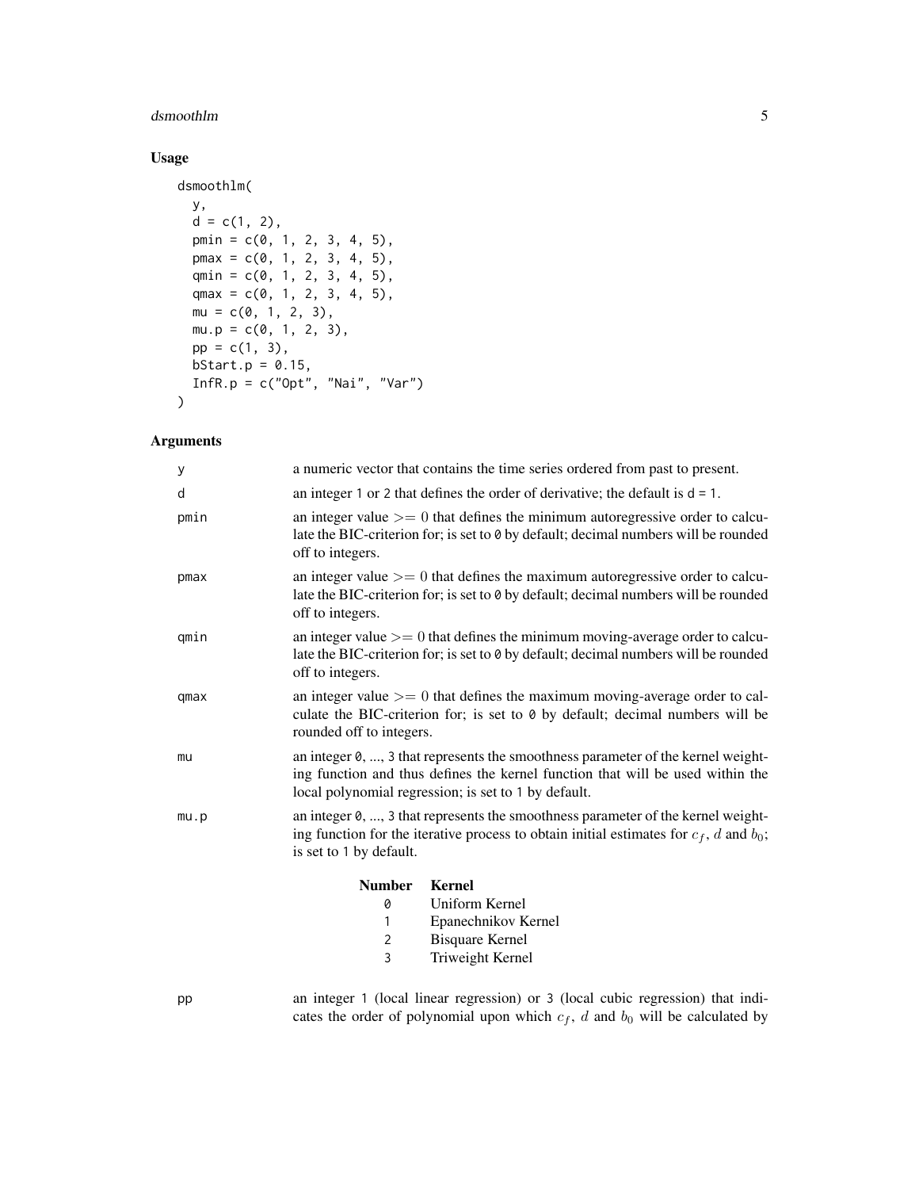## Usage

```
dsmoothlm(
  y,
  d = c(1, 2),
  pmin = c(0, 1, 2, 3, 4, 5),
  pmax = c(0, 1, 2, 3, 4, 5),
  qmin = c(0, 1, 2, 3, 4, 5),
  qmax = c(0, 1, 2, 3, 4, 5),
  mu = c(0, 1, 2, 3),
  mu.p = c(0, 1, 2, 3),
  pp = c(1, 3),
  bStart.p = 0.15,
  InfR.p = c("Opt", "Nai", "Var")
)
```

## Arguments

| | |
|---|---|
| y | a numeric vector that contains the time series ordered from past to present. |
| d | an integer 1 or 2 that defines the order of derivative; the default is d = 1. |
| pmin | an integer value $>= 0$ that defines the minimum autoregressive order to calculate the BIC-criterion for; is set to 0 by default; decimal numbers will be rounded off to integers. |
| pmax | an integer value $>= 0$ that defines the maximum autoregressive order to calculate the BIC-criterion for; is set to 0 by default; decimal numbers will be rounded off to integers. |
| qmin | an integer value $>= 0$ that defines the minimum moving-average order to calculate the BIC-criterion for; is set to 0 by default; decimal numbers will be rounded off to integers. |
| qmax | an integer value $>= 0$ that defines the maximum moving-average order to calculate the BIC-criterion for; is set to 0 by default; decimal numbers will be rounded off to integers. |
| mu | an integer 0, ..., 3 that represents the smoothness parameter of the kernel weighting function and thus defines the kernel function that will be used within the local polynomial regression; is set to 1 by default. |
| mu.p | an integer 0, ..., 3 that represents the smoothness parameter of the kernel weighting function for the iterative process to obtain initial estimates for $c_f$, $d$ and $b_0$; is set to 1 by default. |

| Number | Kernel |
|---|---|
| 0 | Uniform Kernel |
| 1 | Epanechnikov Kernel |
| 2 | Bisquare Kernel |
| 3 | Triweight Kernel |

| | |
|---|---|
| pp | an integer 1 (local linear regression) or 3 (local cubic regression) that indicates the order of polynomial upon which $c_f$, $d$ and $b_0$ will be calculated by |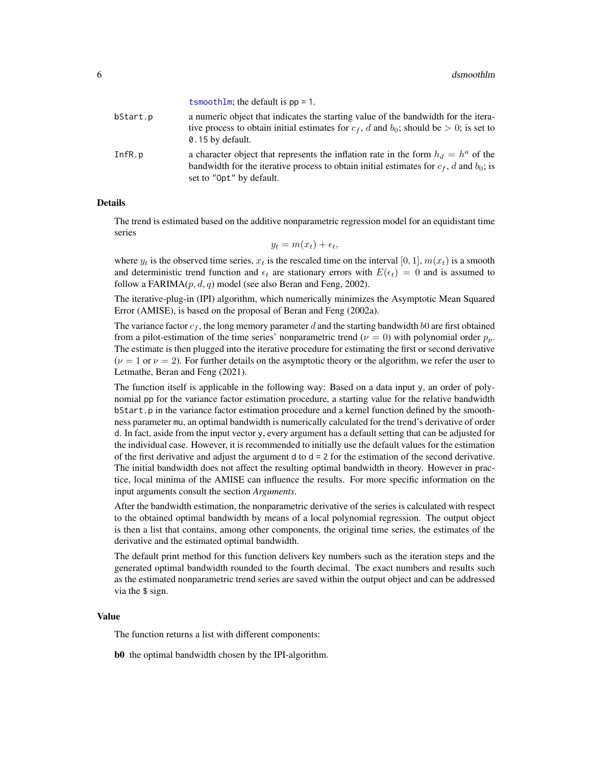| | |
|---|---|
| | tsmoothlm; the default is pp = 1. |
| bStart.p | a numeric object that indicates the starting value of the bandwidth for the iterative process to obtain initial estimates for $c_f$, $d$ and $b_0$; should be $> 0$; is set to 0.15 by default. |
| InfR.p | a character object that represents the inflation rate in the form $h_d = h^a$ of the bandwidth for the iterative process to obtain initial estimates for $c_f$, $d$ and $b_0$; is set to "Opt" by default. |

## Details

The trend is estimated based on the additive nonparametric regression model for an equidistant time series

$$y_t = m(x_t) + \epsilon_t,$$

where $y_t$ is the observed time series, $x_t$ is the rescaled time on the interval $[0, 1]$, $m(x_t)$ is a smooth and deterministic trend function and $\epsilon_t$ are stationary errors with $E(\epsilon_t) = 0$ and is assumed to follow a FARIMA$(p, d, q)$ model (see also Beran and Feng, 2002).

The iterative-plug-in (IPI) algorithm, which numerically minimizes the Asymptotic Mean Squared Error (AMISE), is based on the proposal of Beran and Feng (2002a).

The variance factor $c_f$, the long memory parameter $d$ and the starting bandwidth $b0$ are first obtained from a pilot-estimation of the time series' nonparametric trend ($\nu = 0$) with polynomial order $p_p$. The estimate is then plugged into the iterative procedure for estimating the first or second derivative ($\nu = 1$ or $\nu = 2$). For further details on the asymptotic theory or the algorithm, we refer the user to Letmathe, Beran and Feng (2021).

The function itself is applicable in the following way: Based on a data input y, an order of polynomial pp for the variance factor estimation procedure, a starting value for the relative bandwidth bStart.p in the variance factor estimation procedure and a kernel function defined by the smoothness parameter mu, an optimal bandwidth is numerically calculated for the trend's derivative of order d. In fact, aside from the input vector y, every argument has a default setting that can be adjusted for the individual case. However, it is recommended to initially use the default values for the estimation of the first derivative and adjust the argument d to d = 2 for the estimation of the second derivative. The initial bandwidth does not affect the resulting optimal bandwidth in theory. However in practice, local minima of the AMISE can influence the results. For more specific information on the input arguments consult the section *Arguments*.

After the bandwidth estimation, the nonparametric derivative of the series is calculated with respect to the obtained optimal bandwidth by means of a local polynomial regression. The output object is then a list that contains, among other components, the original time series, the estimates of the derivative and the estimated optimal bandwidth.

The default print method for this function delivers key numbers such as the iteration steps and the generated optimal bandwidth rounded to the fourth decimal. The exact numbers and results such as the estimated nonparametric trend series are saved within the output object and can be addressed via the $ sign.

## Value

The function returns a list with different components:

**b0** the optimal bandwidth chosen by the IPI-algorithm.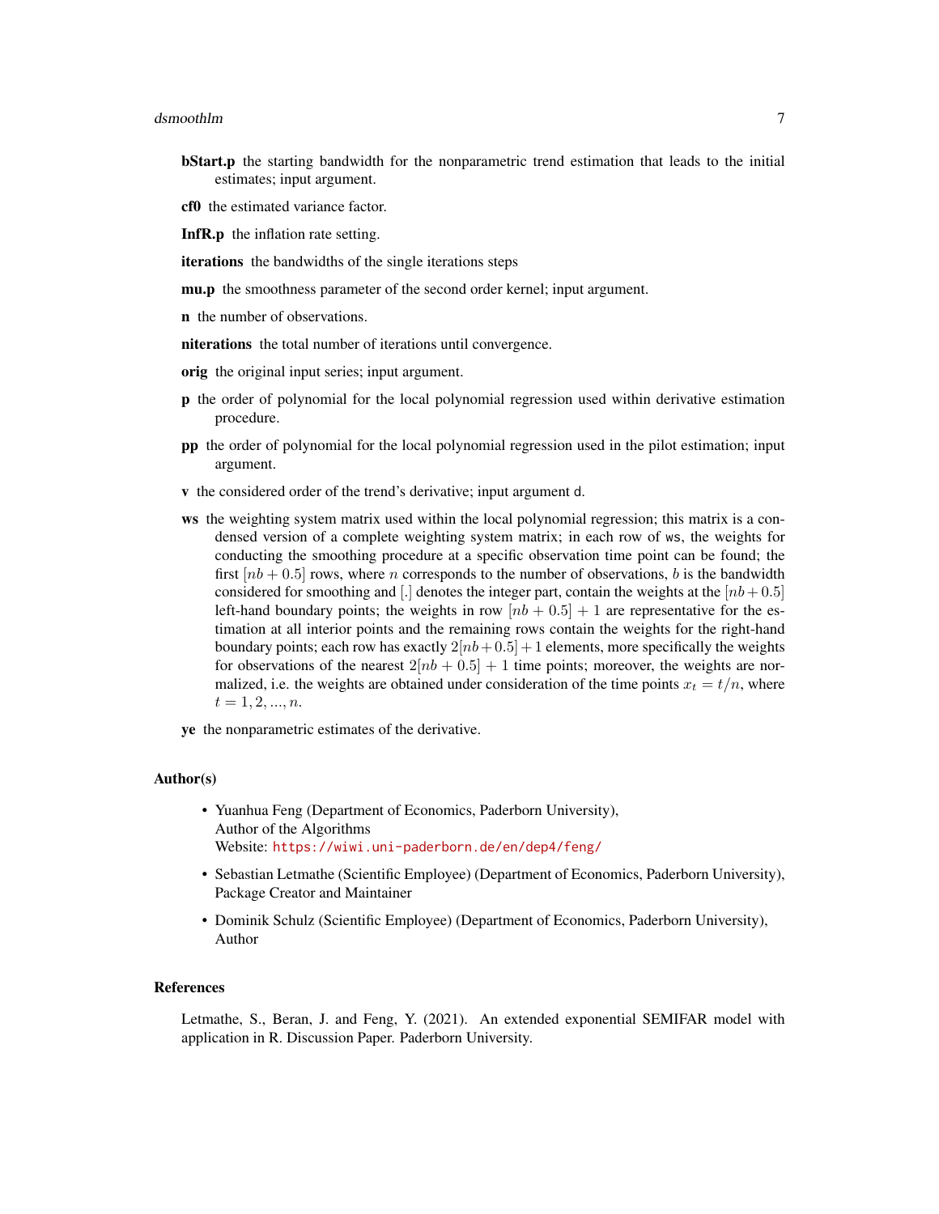**bStart.p** the starting bandwidth for the nonparametric trend estimation that leads to the initial estimates; input argument.

**cf0** the estimated variance factor.

**InfR.p** the inflation rate setting.

**iterations** the bandwidths of the single iterations steps

**mu.p** the smoothness parameter of the second order kernel; input argument.

**n** the number of observations.

**niterations** the total number of iterations until convergence.

**orig** the original input series; input argument.

**p** the order of polynomial for the local polynomial regression used within derivative estimation procedure.

**pp** the order of polynomial for the local polynomial regression used in the pilot estimation; input argument.

**v** the considered order of the trend's derivative; input argument `d`.

**ws** the weighting system matrix used within the local polynomial regression; this matrix is a condensed version of a complete weighting system matrix; in each row of `ws`, the weights for conducting the smoothing procedure at a specific observation time point can be found; the first $[nb + 0.5]$ rows, where $n$ corresponds to the number of observations, $b$ is the bandwidth considered for smoothing and $[.]$ denotes the integer part, contain the weights at the $[nb + 0.5]$ left-hand boundary points; the weights in row $[nb + 0.5] + 1$ are representative for the estimation at all interior points and the remaining rows contain the weights for the right-hand boundary points; each row has exactly $2[nb + 0.5] + 1$ elements, more specifically the weights for observations of the nearest $2[nb + 0.5] + 1$ time points; moreover, the weights are normalized, i.e. the weights are obtained under consideration of the time points $x_t = t/n$, where $t = 1, 2, ..., n$.

**ye** the nonparametric estimates of the derivative.

## Author(s)

- Yuanhua Feng (Department of Economics, Paderborn University),
  Author of the Algorithms
  Website: https://wiwi.uni-paderborn.de/en/dep4/feng/
- Sebastian Letmathe (Scientific Employee) (Department of Economics, Paderborn University),
  Package Creator and Maintainer
- Dominik Schulz (Scientific Employee) (Department of Economics, Paderborn University),
  Author

## References

Letmathe, S., Beran, J. and Feng, Y. (2021). An extended exponential SEMIFAR model with application in R. Discussion Paper. Paderborn University.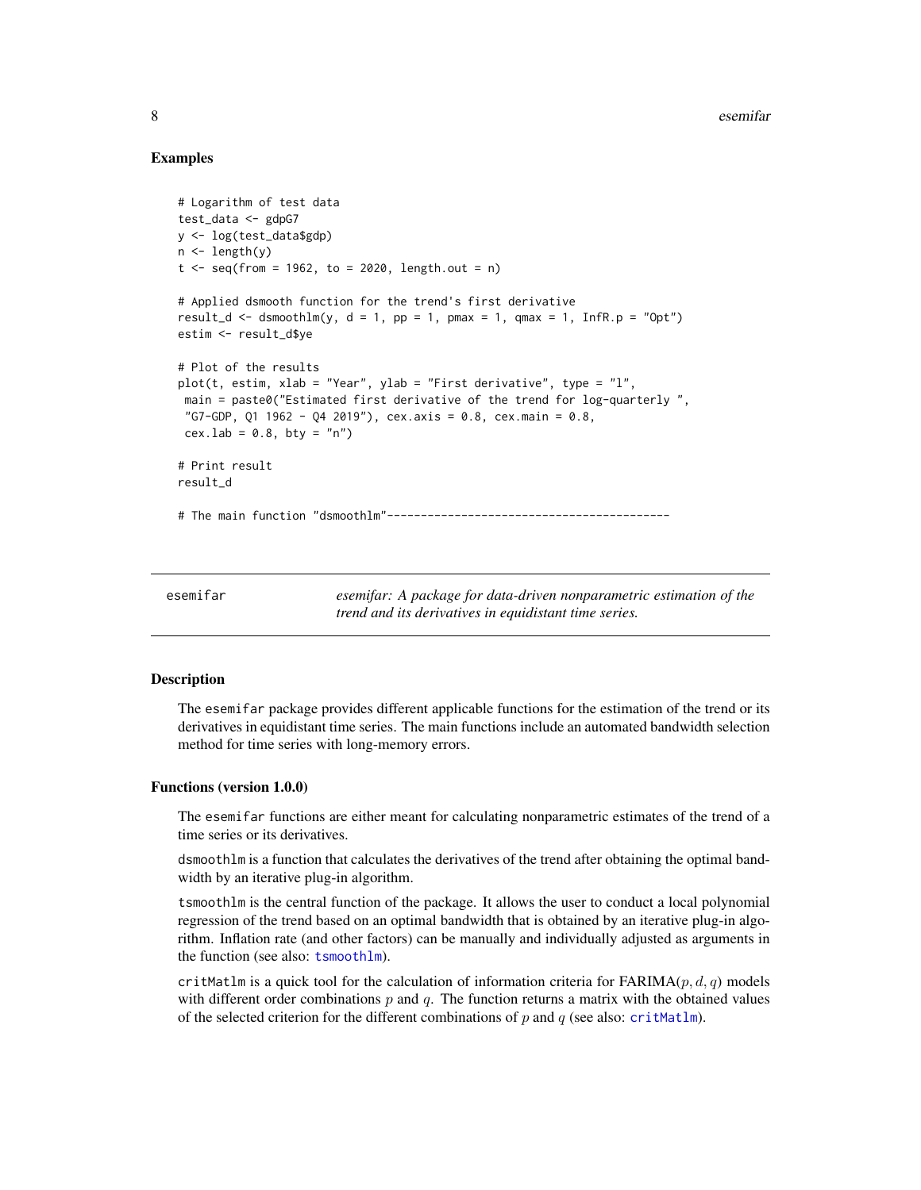### Examples

```
# Logarithm of test data
test_data <- gdpG7
y <- log(test_data$gdp)
n <- length(y)
t <- seq(from = 1962, to = 2020, length.out = n)

# Applied dsmooth function for the trend's first derivative
result_d <- dsmoothlm(y, d = 1, pp = 1, pmax = 1, qmax = 1, InfR.p = "Opt")
estim <- result_d$ye

# Plot of the results
plot(t, estim, xlab = "Year", ylab = "First derivative", type = "l",
 main = paste0("Estimated first derivative of the trend for log-quarterly ",
 "G7-GDP, Q1 1962 - Q4 2019"), cex.axis = 0.8, cex.main = 0.8,
 cex.lab = 0.8, bty = "n")

# Print result
result_d

# The main function "dsmoothlm"------------------------------------------
```

## esemifar — *esemifar: A package for data-driven nonparametric estimation of the trend and its derivatives in equidistant time series.*

### Description

The esemifar package provides different applicable functions for the estimation of the trend or its derivatives in equidistant time series. The main functions include an automated bandwidth selection method for time series with long-memory errors.

### Functions (version 1.0.0)

The esemifar functions are either meant for calculating nonparametric estimates of the trend of a time series or its derivatives.

dsmoothlm is a function that calculates the derivatives of the trend after obtaining the optimal bandwidth by an iterative plug-in algorithm.

tsmoothlm is the central function of the package. It allows the user to conduct a local polynomial regression of the trend based on an optimal bandwidth that is obtained by an iterative plug-in algorithm. Inflation rate (and other factors) can be manually and individually adjusted as arguments in the function (see also: tsmoothlm).

critMatlm is a quick tool for the calculation of information criteria for FARIMA$(p, d, q)$ models with different order combinations $p$ and $q$. The function returns a matrix with the obtained values of the selected criterion for the different combinations of $p$ and $q$ (see also: critMatlm).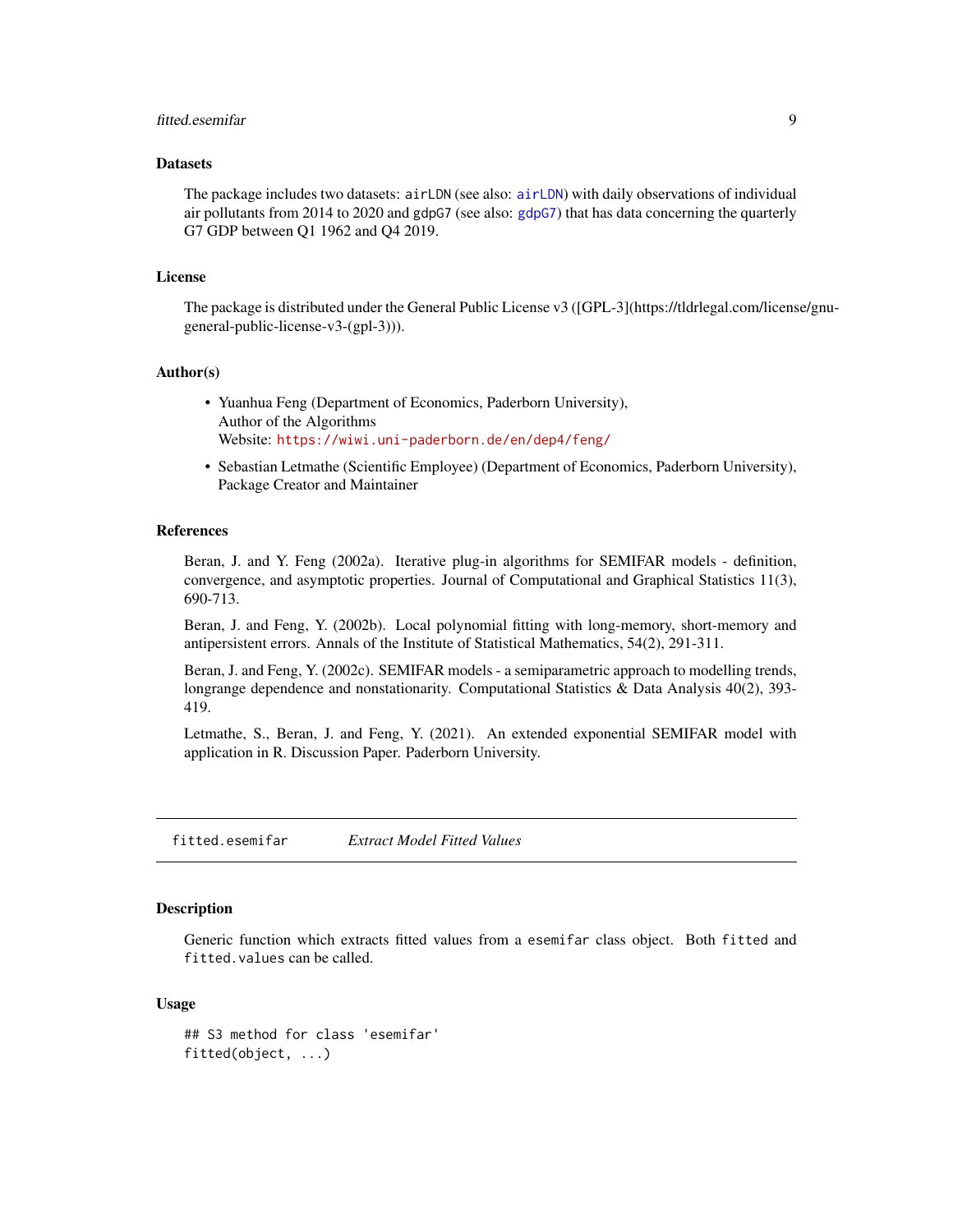### Datasets

The package includes two datasets: airLDN (see also: airLDN) with daily observations of individual air pollutants from 2014 to 2020 and gdpG7 (see also: gdpG7) that has data concerning the quarterly G7 GDP between Q1 1962 and Q4 2019.

### License

The package is distributed under the General Public License v3 ([GPL-3](https://tldrlegal.com/license/gnu-general-public-license-v3-(gpl-3))).

### Author(s)

- Yuanhua Feng (Department of Economics, Paderborn University),
  Author of the Algorithms
  Website: https://wiwi.uni-paderborn.de/en/dep4/feng/
- Sebastian Letmathe (Scientific Employee) (Department of Economics, Paderborn University),
  Package Creator and Maintainer

### References

Beran, J. and Y. Feng (2002a). Iterative plug-in algorithms for SEMIFAR models - definition, convergence, and asymptotic properties. Journal of Computational and Graphical Statistics 11(3), 690-713.

Beran, J. and Feng, Y. (2002b). Local polynomial fitting with long-memory, short-memory and antipersistent errors. Annals of the Institute of Statistical Mathematics, 54(2), 291-311.

Beran, J. and Feng, Y. (2002c). SEMIFAR models - a semiparametric approach to modelling trends, longrange dependence and nonstationarity. Computational Statistics & Data Analysis 40(2), 393-419.

Letmathe, S., Beran, J. and Feng, Y. (2021). An extended exponential SEMIFAR model with application in R. Discussion Paper. Paderborn University.

---

## fitted.esemifar *Extract Model Fitted Values*

### Description

Generic function which extracts fitted values from a esemifar class object. Both fitted and fitted.values can be called.

### Usage

```
## S3 method for class 'esemifar'
fitted(object, ...)
```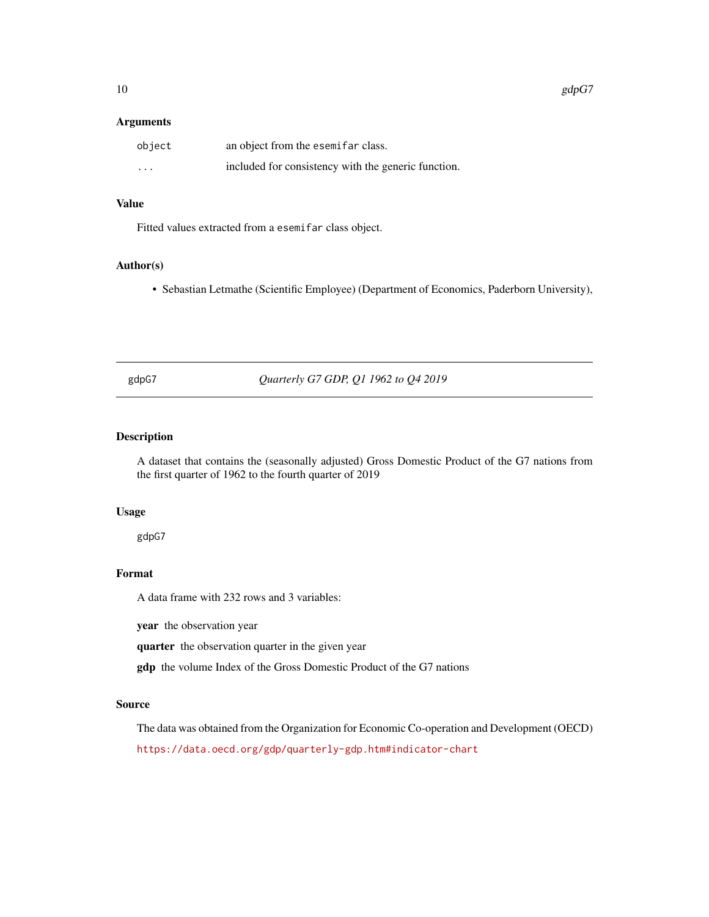### Arguments

| | |
|---|---|
| `object` | an object from the `esemifar` class. |
| `...` | included for consistency with the generic function. |

### Value

Fitted values extracted from a `esemifar` class object.

### Author(s)

- Sebastian Letmathe (Scientific Employee) (Department of Economics, Paderborn University),

---

## gdpG7 — *Quarterly G7 GDP, Q1 1962 to Q4 2019*

---

### Description

A dataset that contains the (seasonally adjusted) Gross Domestic Product of the G7 nations from the first quarter of 1962 to the fourth quarter of 2019

### Usage

```
gdpG7
```

### Format

A data frame with 232 rows and 3 variables:

**year** the observation year

**quarter** the observation quarter in the given year

**gdp** the volume Index of the Gross Domestic Product of the G7 nations

### Source

The data was obtained from the Organization for Economic Co-operation and Development (OECD)

https://data.oecd.org/gdp/quarterly-gdp.htm#indicator-chart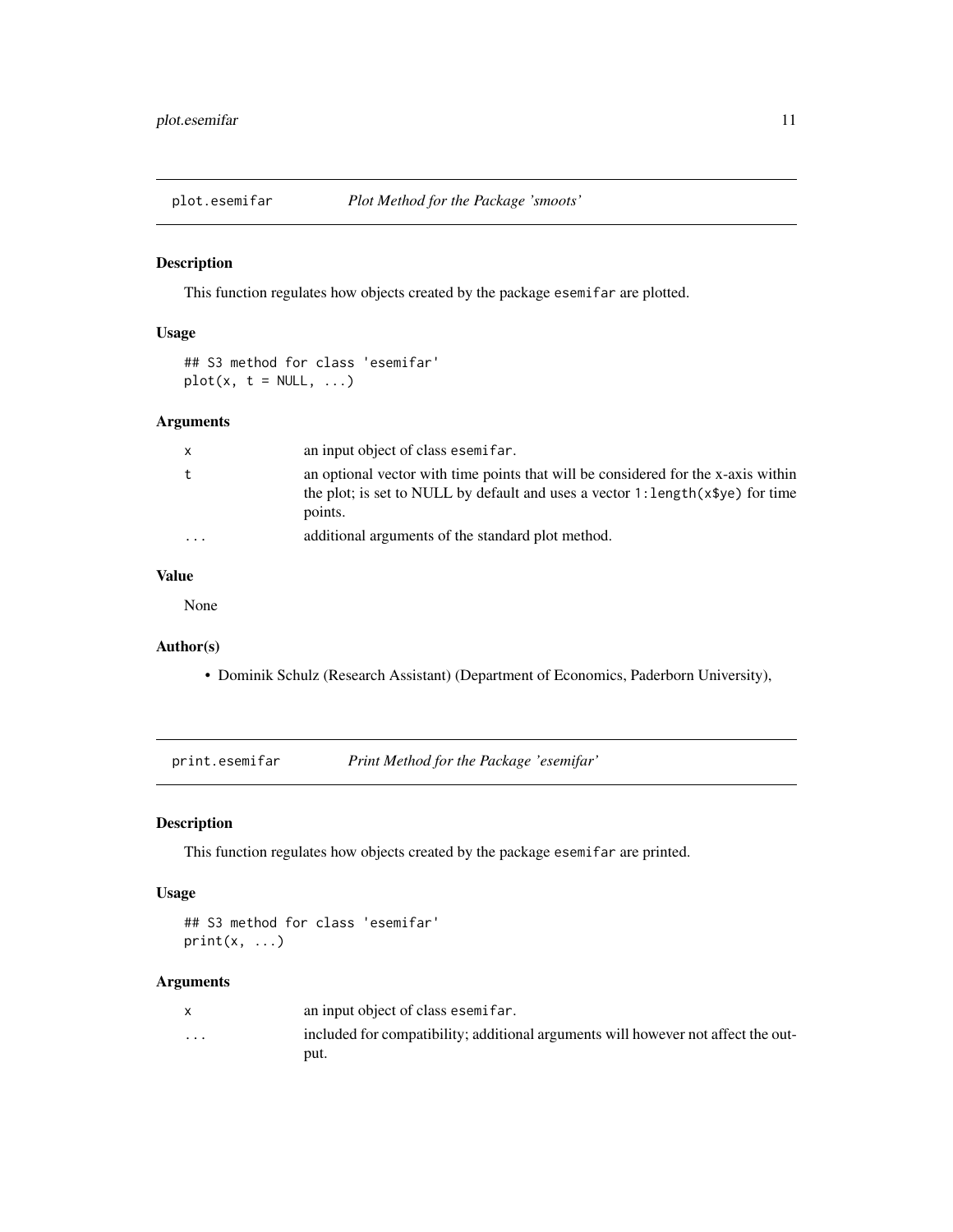## plot.esemifar — *Plot Method for the Package 'smoots'*

### Description

This function regulates how objects created by the package `esemifar` are plotted.

### Usage

```
## S3 method for class 'esemifar'
plot(x, t = NULL, ...)
```

### Arguments

| | |
|---|---|
| `x` | an input object of class `esemifar`. |
| `t` | an optional vector with time points that will be considered for the x-axis within the plot; is set to NULL by default and uses a vector `1:length(x$ye)` for time points. |
| `...` | additional arguments of the standard plot method. |

### Value

None

### Author(s)

- Dominik Schulz (Research Assistant) (Department of Economics, Paderborn University),

## print.esemifar — *Print Method for the Package 'esemifar'*

### Description

This function regulates how objects created by the package `esemifar` are printed.

### Usage

```
## S3 method for class 'esemifar'
print(x, ...)
```

### Arguments

| | |
|---|---|
| `x` | an input object of class `esemifar`. |
| `...` | included for compatibility; additional arguments will however not affect the output. |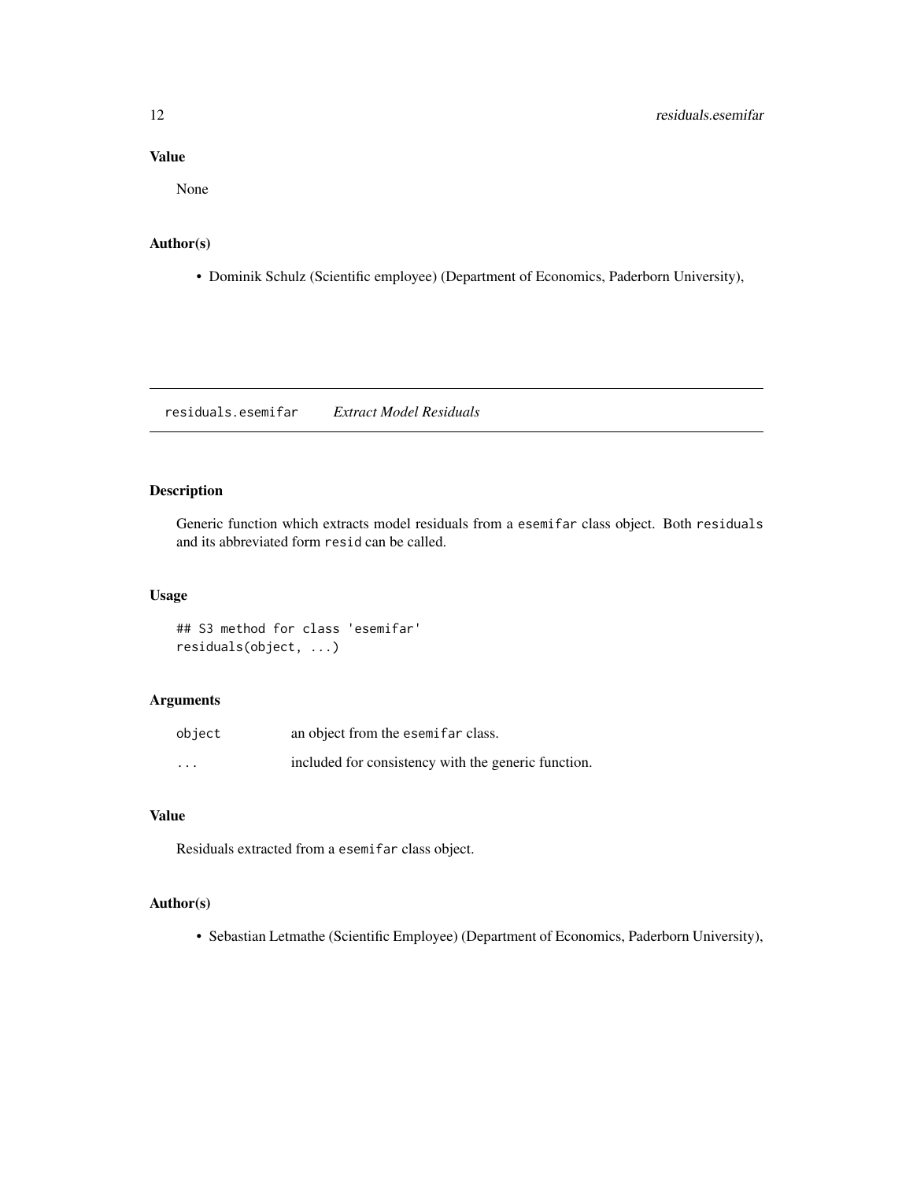### Value

None

### Author(s)

- Dominik Schulz (Scientific employee) (Department of Economics, Paderborn University),

---

## residuals.esemifar *Extract Model Residuals*

### Description

Generic function which extracts model residuals from a `esemifar` class object. Both `residuals` and its abbreviated form `resid` can be called.

### Usage

```
## S3 method for class 'esemifar'
residuals(object, ...)
```

### Arguments

| | |
|---|---|
| `object` | an object from the `esemifar` class. |
| `...` | included for consistency with the generic function. |

### Value

Residuals extracted from a `esemifar` class object.

### Author(s)

- Sebastian Letmathe (Scientific Employee) (Department of Economics, Paderborn University),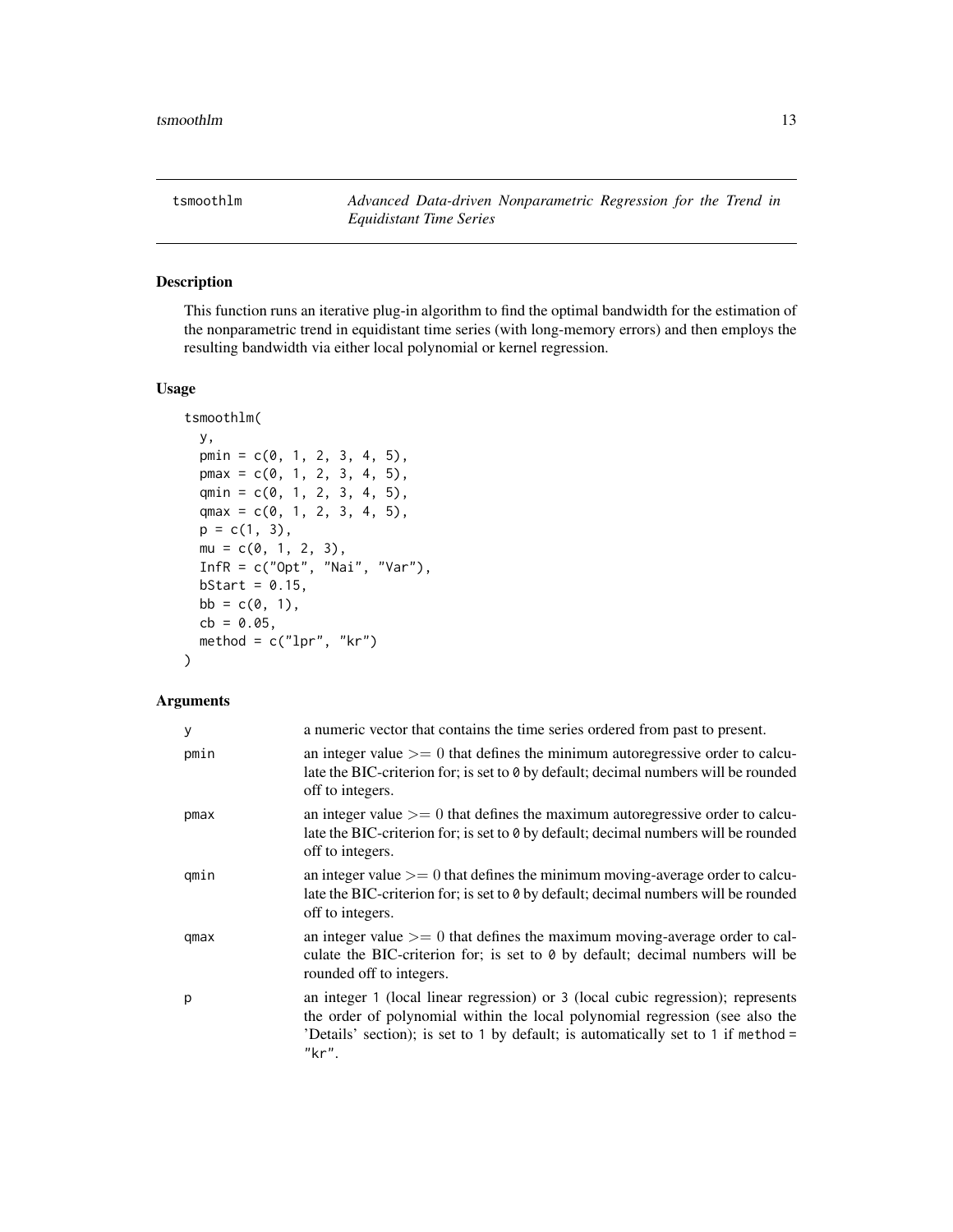# tsmoothlm — *Advanced Data-driven Nonparametric Regression for the Trend in Equidistant Time Series*

## Description

This function runs an iterative plug-in algorithm to find the optimal bandwidth for the estimation of the nonparametric trend in equidistant time series (with long-memory errors) and then employs the resulting bandwidth via either local polynomial or kernel regression.

## Usage

```
tsmoothlm(
  y,
  pmin = c(0, 1, 2, 3, 4, 5),
  pmax = c(0, 1, 2, 3, 4, 5),
  qmin = c(0, 1, 2, 3, 4, 5),
  qmax = c(0, 1, 2, 3, 4, 5),
  p = c(1, 3),
  mu = c(0, 1, 2, 3),
  InfR = c("Opt", "Nai", "Var"),
  bStart = 0.15,
  bb = c(0, 1),
  cb = 0.05,
  method = c("lpr", "kr")
)
```

## Arguments

| | |
|---|---|
| `y` | a numeric vector that contains the time series ordered from past to present. |
| `pmin` | an integer value $>= 0$ that defines the minimum autoregressive order to calculate the BIC-criterion for; is set to `0` by default; decimal numbers will be rounded off to integers. |
| `pmax` | an integer value $>= 0$ that defines the maximum autoregressive order to calculate the BIC-criterion for; is set to `0` by default; decimal numbers will be rounded off to integers. |
| `qmin` | an integer value $>= 0$ that defines the minimum moving-average order to calculate the BIC-criterion for; is set to `0` by default; decimal numbers will be rounded off to integers. |
| `qmax` | an integer value $>= 0$ that defines the maximum moving-average order to calculate the BIC-criterion for; is set to `0` by default; decimal numbers will be rounded off to integers. |
| `p` | an integer `1` (local linear regression) or `3` (local cubic regression); represents the order of polynomial within the local polynomial regression (see also the 'Details' section); is set to `1` by default; is automatically set to `1` if `method = "kr"`. |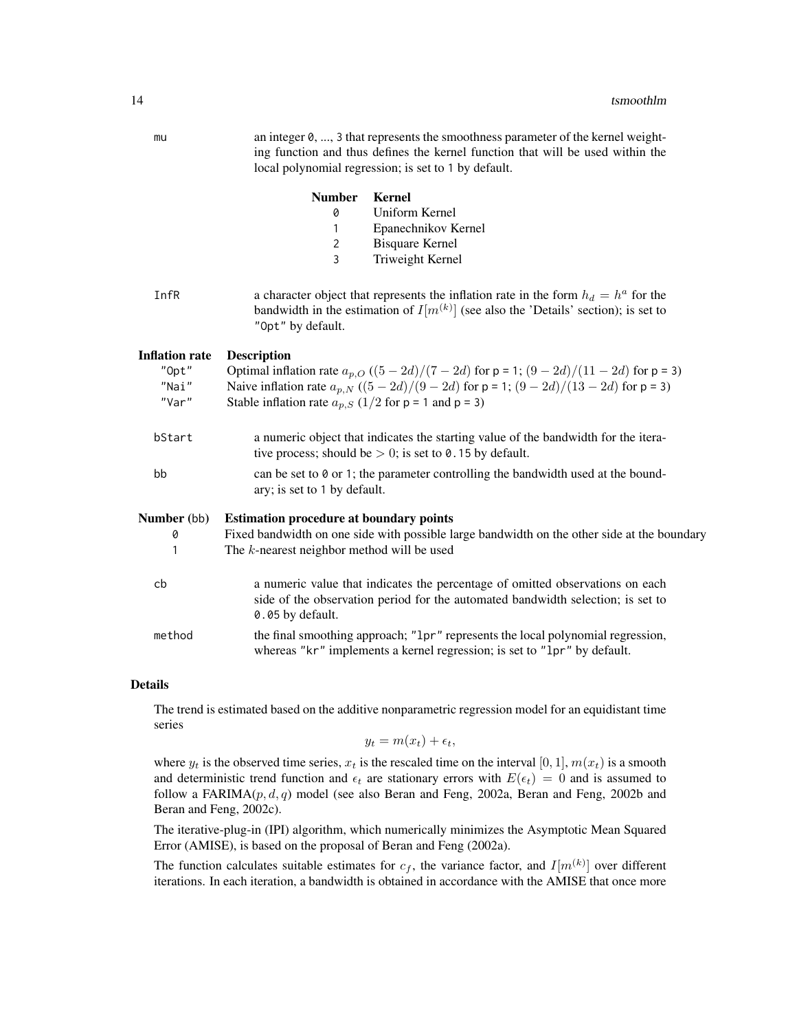mu
: an integer `0, ..., 3` that represents the smoothness parameter of the kernel weighting function and thus defines the kernel function that will be used within the local polynomial regression; is set to `1` by default.

| Number | Kernel |
|---|---|
| `0` | Uniform Kernel |
| `1` | Epanechnikov Kernel |
| `2` | Bisquare Kernel |
| `3` | Triweight Kernel |

InfR
: a character object that represents the inflation rate in the form $h_d = h^a$ for the bandwidth in the estimation of $I[m^{(k)}]$ (see also the 'Details' section); is set to `"Opt"` by default.

| Inflation rate | Description |
|---|---|
| `"Opt"` | Optimal inflation rate $a_{p,O}$ ($(5-2d)/(7-2d)$ for `p = 1`; $(9-2d)/(11-2d)$ for `p = 3`) |
| `"Nai"` | Naive inflation rate $a_{p,N}$ ($(5-2d)/(9-2d)$ for `p = 1`; $(9-2d)/(13-2d)$ for `p = 3`) |
| `"Var"` | Stable inflation rate $a_{p,S}$ ($1/2$ for `p = 1` and `p = 3`) |

bStart
: a numeric object that indicates the starting value of the bandwidth for the iterative process; should be $> 0$; is set to `0.15` by default.

bb
: can be set to `0` or `1`; the parameter controlling the bandwidth used at the boundary; is set to `1` by default.

| Number (bb) | Estimation procedure at boundary points |
|---|---|
| `0` | Fixed bandwidth on one side with possible large bandwidth on the other side at the boundary |
| `1` | The $k$-nearest neighbor method will be used |

cb
: a numeric value that indicates the percentage of omitted observations on each side of the observation period for the automated bandwidth selection; is set to `0.05` by default.

method
: the final smoothing approach; `"lpr"` represents the local polynomial regression, whereas `"kr"` implements a kernel regression; is set to `"lpr"` by default.

## Details

The trend is estimated based on the additive nonparametric regression model for an equidistant time series

$$y_t = m(x_t) + \epsilon_t,$$

where $y_t$ is the observed time series, $x_t$ is the rescaled time on the interval $[0, 1]$, $m(x_t)$ is a smooth and deterministic trend function and $\epsilon_t$ are stationary errors with $E(\epsilon_t) = 0$ and is assumed to follow a FARIMA$(p, d, q)$ model (see also Beran and Feng, 2002a, Beran and Feng, 2002b and Beran and Feng, 2002c).

The iterative-plug-in (IPI) algorithm, which numerically minimizes the Asymptotic Mean Squared Error (AMISE), is based on the proposal of Beran and Feng (2002a).

The function calculates suitable estimates for $c_f$, the variance factor, and $I[m^{(k)}]$ over different iterations. In each iteration, a bandwidth is obtained in accordance with the AMISE that once more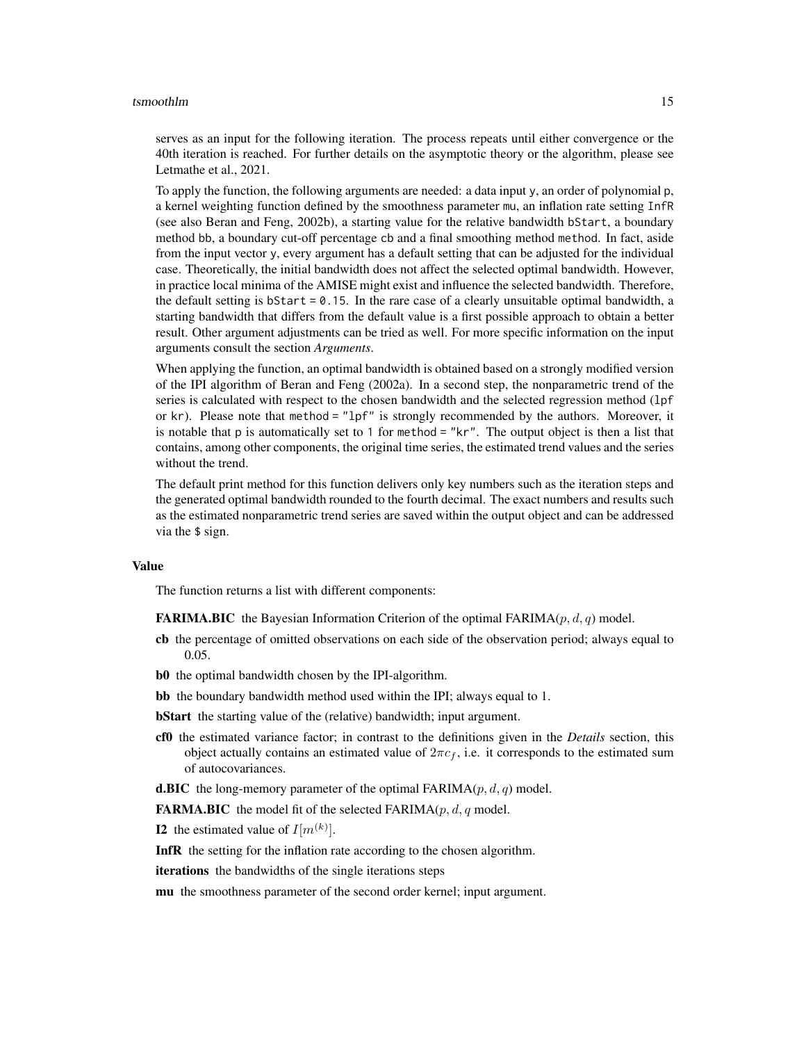serves as an input for the following iteration. The process repeats until either convergence or the 40th iteration is reached. For further details on the asymptotic theory or the algorithm, please see Letmathe et al., 2021.

To apply the function, the following arguments are needed: a data input `y`, an order of polynomial `p`, a kernel weighting function defined by the smoothness parameter `mu`, an inflation rate setting `InfR` (see also Beran and Feng, 2002b), a starting value for the relative bandwidth `bStart`, a boundary method `bb`, a boundary cut-off percentage `cb` and a final smoothing method `method`. In fact, aside from the input vector `y`, every argument has a default setting that can be adjusted for the individual case. Theoretically, the initial bandwidth does not affect the selected optimal bandwidth. However, in practice local minima of the AMISE might exist and influence the selected bandwidth. Therefore, the default setting is `bStart = 0.15`. In the rare case of a clearly unsuitable optimal bandwidth, a starting bandwidth that differs from the default value is a first possible approach to obtain a better result. Other argument adjustments can be tried as well. For more specific information on the input arguments consult the section *Arguments*.

When applying the function, an optimal bandwidth is obtained based on a strongly modified version of the IPI algorithm of Beran and Feng (2002a). In a second step, the nonparametric trend of the series is calculated with respect to the chosen bandwidth and the selected regression method (`lpf` or `kr`). Please note that `method = "lpf"` is strongly recommended by the authors. Moreover, it is notable that `p` is automatically set to 1 for `method = "kr"`. The output object is then a list that contains, among other components, the original time series, the estimated trend values and the series without the trend.

The default print method for this function delivers only key numbers such as the iteration steps and the generated optimal bandwidth rounded to the fourth decimal. The exact numbers and results such as the estimated nonparametric trend series are saved within the output object and can be addressed via the `$` sign.

## Value

The function returns a list with different components:

**FARIMA.BIC** the Bayesian Information Criterion of the optimal FARIMA($p, d, q$) model.

**cb** the percentage of omitted observations on each side of the observation period; always equal to 0.05.

**b0** the optimal bandwidth chosen by the IPI-algorithm.

**bb** the boundary bandwidth method used within the IPI; always equal to 1.

**bStart** the starting value of the (relative) bandwidth; input argument.

**cf0** the estimated variance factor; in contrast to the definitions given in the *Details* section, this object actually contains an estimated value of $2\pi c_f$, i.e. it corresponds to the estimated sum of autocovariances.

**d.BIC** the long-memory parameter of the optimal FARIMA($p, d, q$) model.

**FARMA.BIC** the model fit of the selected FARIMA($p, d, q$ model.

**I2** the estimated value of $I[m^{(k)}]$.

**InfR** the setting for the inflation rate according to the chosen algorithm.

**iterations** the bandwidths of the single iterations steps

**mu** the smoothness parameter of the second order kernel; input argument.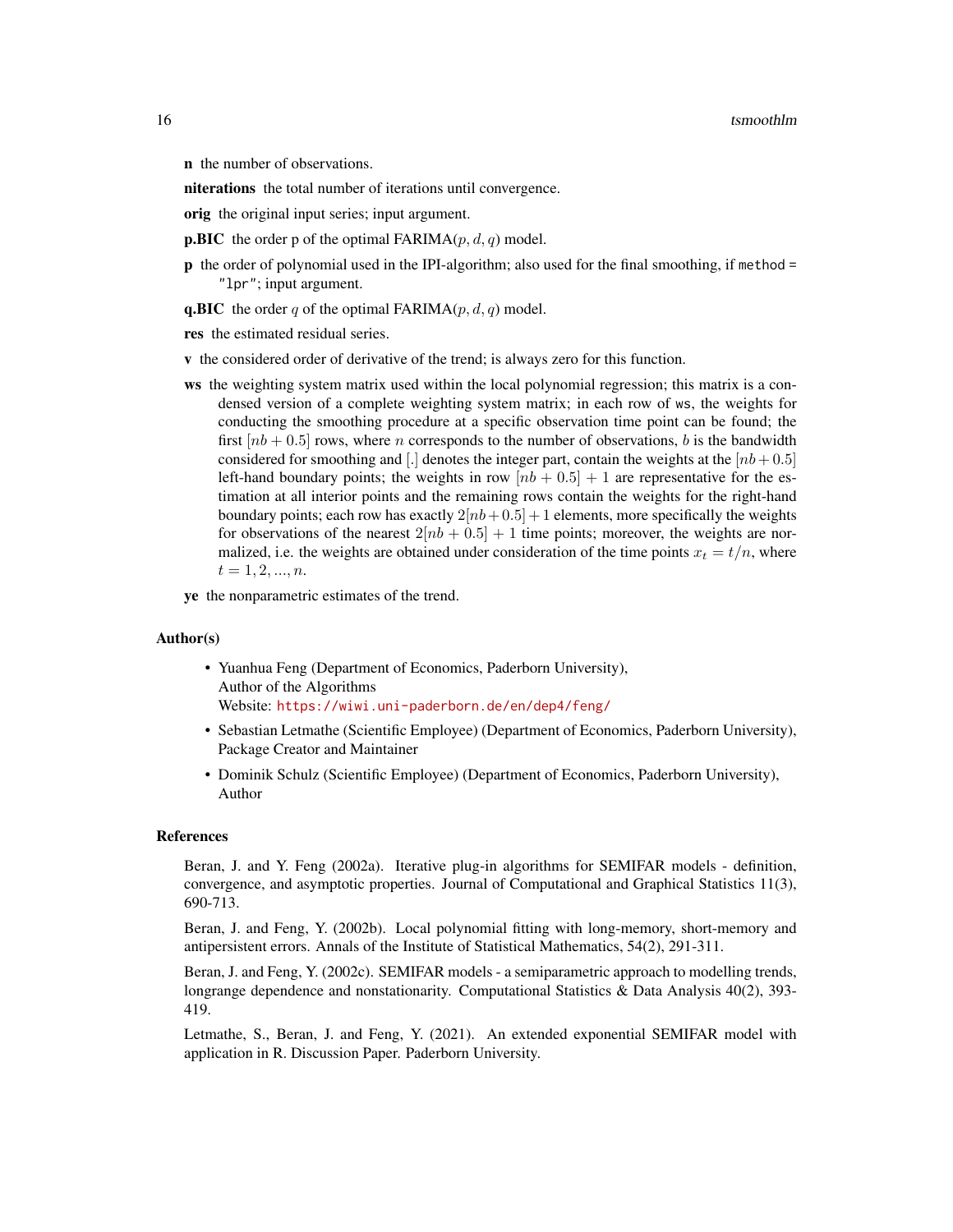**n** the number of observations.

**niterations** the total number of iterations until convergence.

**orig** the original input series; input argument.

**p.BIC** the order p of the optimal FARIMA($p, d, q$) model.

**p** the order of polynomial used in the IPI-algorithm; also used for the final smoothing, if `method = "lpr"`; input argument.

**q.BIC** the order $q$ of the optimal FARIMA($p, d, q$) model.

**res** the estimated residual series.

**v** the considered order of derivative of the trend; is always zero for this function.

**ws** the weighting system matrix used within the local polynomial regression; this matrix is a condensed version of a complete weighting system matrix; in each row of `ws`, the weights for conducting the smoothing procedure at a specific observation time point can be found; the first $[nb + 0.5]$ rows, where $n$ corresponds to the number of observations, $b$ is the bandwidth considered for smoothing and $[.]$ denotes the integer part, contain the weights at the $[nb+0.5]$ left-hand boundary points; the weights in row $[nb + 0.5] + 1$ are representative for the estimation at all interior points and the remaining rows contain the weights for the right-hand boundary points; each row has exactly $2[nb+0.5]+1$ elements, more specifically the weights for observations of the nearest $2[nb + 0.5] + 1$ time points; moreover, the weights are normalized, i.e. the weights are obtained under consideration of the time points $x_t = t/n$, where $t = 1, 2, ..., n$.

**ye** the nonparametric estimates of the trend.

## Author(s)

- Yuanhua Feng (Department of Economics, Paderborn University),
  Author of the Algorithms
  Website: https://wiwi.uni-paderborn.de/en/dep4/feng/
- Sebastian Letmathe (Scientific Employee) (Department of Economics, Paderborn University),
  Package Creator and Maintainer
- Dominik Schulz (Scientific Employee) (Department of Economics, Paderborn University),
  Author

## References

Beran, J. and Y. Feng (2002a). Iterative plug-in algorithms for SEMIFAR models - definition, convergence, and asymptotic properties. Journal of Computational and Graphical Statistics 11(3), 690-713.

Beran, J. and Feng, Y. (2002b). Local polynomial fitting with long-memory, short-memory and antipersistent errors. Annals of the Institute of Statistical Mathematics, 54(2), 291-311.

Beran, J. and Feng, Y. (2002c). SEMIFAR models - a semiparametric approach to modelling trends, longrange dependence and nonstationarity. Computational Statistics & Data Analysis 40(2), 393-419.

Letmathe, S., Beran, J. and Feng, Y. (2021). An extended exponential SEMIFAR model with application in R. Discussion Paper. Paderborn University.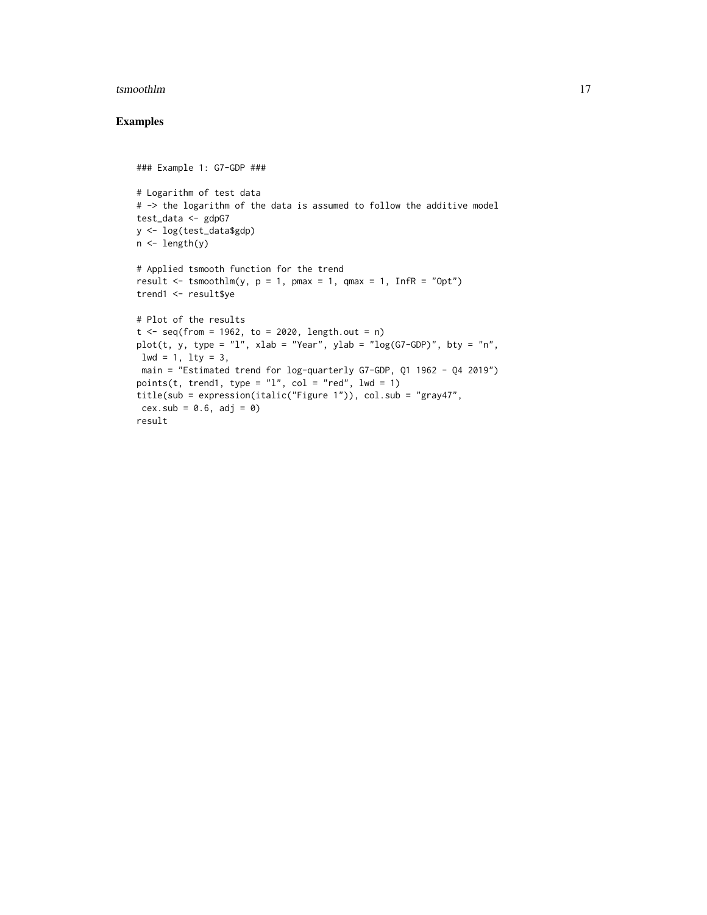## Examples

```
### Example 1: G7-GDP ###

# Logarithm of test data
# -> the logarithm of the data is assumed to follow the additive model
test_data <- gdpG7
y <- log(test_data$gdp)
n <- length(y)

# Applied tsmooth function for the trend
result <- tsmoothlm(y, p = 1, pmax = 1, qmax = 1, InfR = "Opt")
trend1 <- result$ye

# Plot of the results
t <- seq(from = 1962, to = 2020, length.out = n)
plot(t, y, type = "l", xlab = "Year", ylab = "log(G7-GDP)", bty = "n",
 lwd = 1, lty = 3,
 main = "Estimated trend for log-quarterly G7-GDP, Q1 1962 - Q4 2019")
points(t, trend1, type = "l", col = "red", lwd = 1)
title(sub = expression(italic("Figure 1")), col.sub = "gray47",
 cex.sub = 0.6, adj = 0)
result
```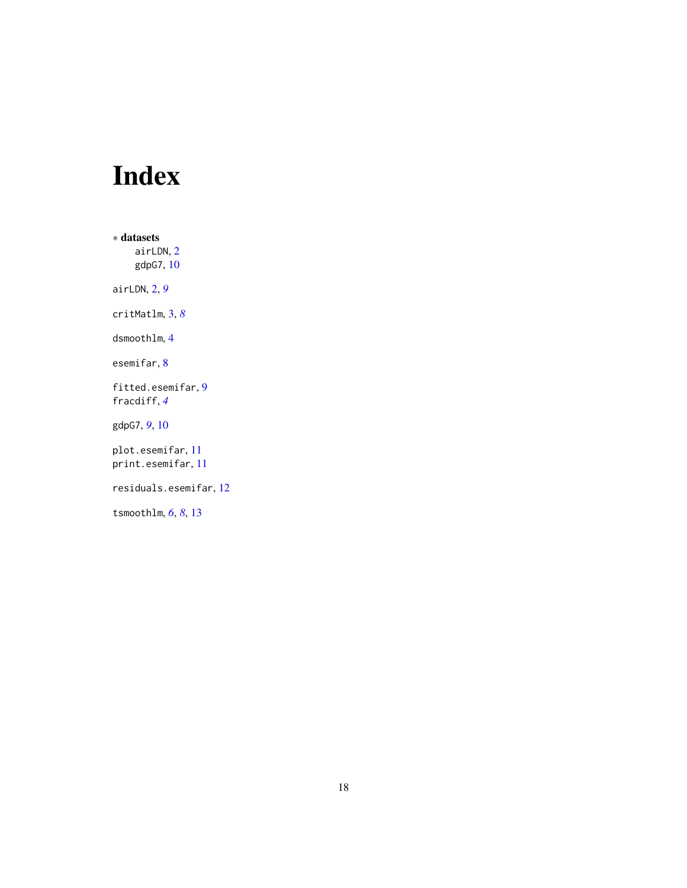# Index

∗ **datasets**
  airLDN, 2
  gdpG7, 10

airLDN, 2, *9*

critMatlm, 3, *8*

dsmoothlm, 4

esemifar, 8

fitted.esemifar, 9
fracdiff, *4*

gdpG7, *9*, 10

plot.esemifar, 11
print.esemifar, 11

residuals.esemifar, 12

tsmoothlm, *6*, *8*, 13